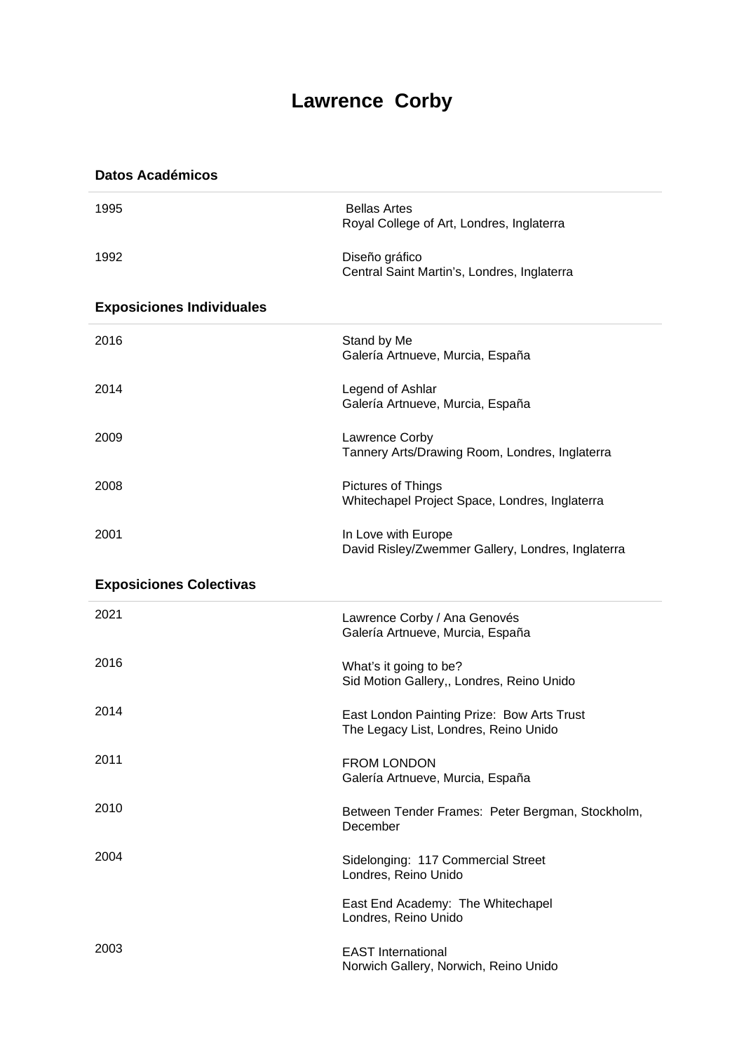# Lawrence Corby

## Datos Académicos

| | |
|---|---|
| 1995 | Bellas Artes<br>Royal College of Art, Londres, Inglaterra |
| 1992 | Diseño gráfico<br>Central Saint Martin's, Londres, Inglaterra |

## Exposiciones Individuales

| | |
|---|---|
| 2016 | Stand by Me<br>Galería Artnueve, Murcia, España |
| 2014 | Legend of Ashlar<br>Galería Artnueve, Murcia, España |
| 2009 | Lawrence Corby<br>Tannery Arts/Drawing Room, Londres, Inglaterra |
| 2008 | Pictures of Things<br>Whitechapel Project Space, Londres, Inglaterra |
| 2001 | In Love with Europe<br>David Risley/Zwemmer Gallery, Londres, Inglaterra |

## Exposiciones Colectivas

| | |
|---|---|
| 2021 | Lawrence Corby / Ana Genovés<br>Galería Artnueve, Murcia, España |
| 2016 | What's it going to be?<br>Sid Motion Gallery,, Londres, Reino Unido |
| 2014 | East London Painting Prize: Bow Arts Trust<br>The Legacy List, Londres, Reino Unido |
| 2011 | FROM LONDON<br>Galería Artnueve, Murcia, España |
| 2010 | Between Tender Frames: Peter Bergman, Stockholm, December |
| 2004 | Sidelonging: 117 Commercial Street<br>Londres, Reino Unido |
| | East End Academy: The Whitechapel<br>Londres, Reino Unido |
| 2003 | EAST International<br>Norwich Gallery, Norwich, Reino Unido |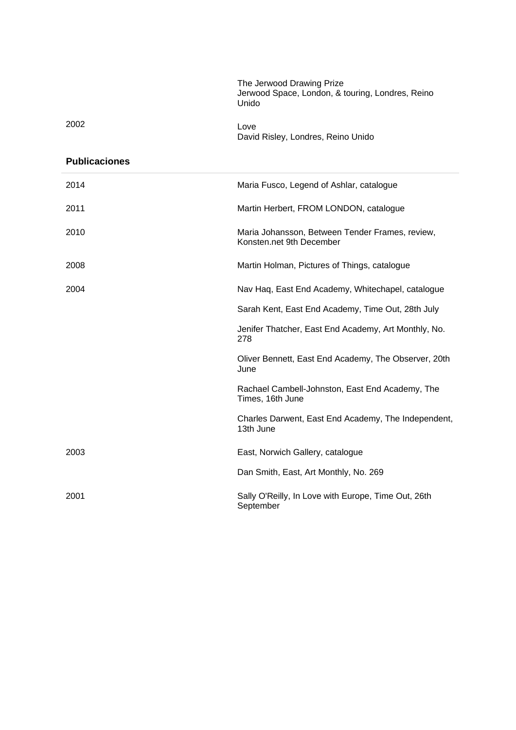| | |
|---|---|
| | The Jerwood Drawing Prize<br>Jerwood Space, London, & touring, Londres, Reino Unido |
| 2002 | Love<br>David Risley, Londres, Reino Unido |

## Publicaciones

| | |
|---|---|
| 2014 | Maria Fusco, Legend of Ashlar, catalogue |
| 2011 | Martin Herbert, FROM LONDON, catalogue |
| 2010 | Maria Johansson, Between Tender Frames, review, Konsten.net 9th December |
| 2008 | Martin Holman, Pictures of Things, catalogue |
| 2004 | Nav Haq, East End Academy, Whitechapel, catalogue |
| | Sarah Kent, East End Academy, Time Out, 28th July |
| | Jenifer Thatcher, East End Academy, Art Monthly, No. 278 |
| | Oliver Bennett, East End Academy, The Observer, 20th June |
| | Rachael Cambell-Johnston, East End Academy, The Times, 16th June |
| | Charles Darwent, East End Academy, The Independent, 13th June |
| 2003 | East, Norwich Gallery, catalogue |
| | Dan Smith, East, Art Monthly, No. 269 |
| 2001 | Sally O'Reilly, In Love with Europe, Time Out, 26th September |